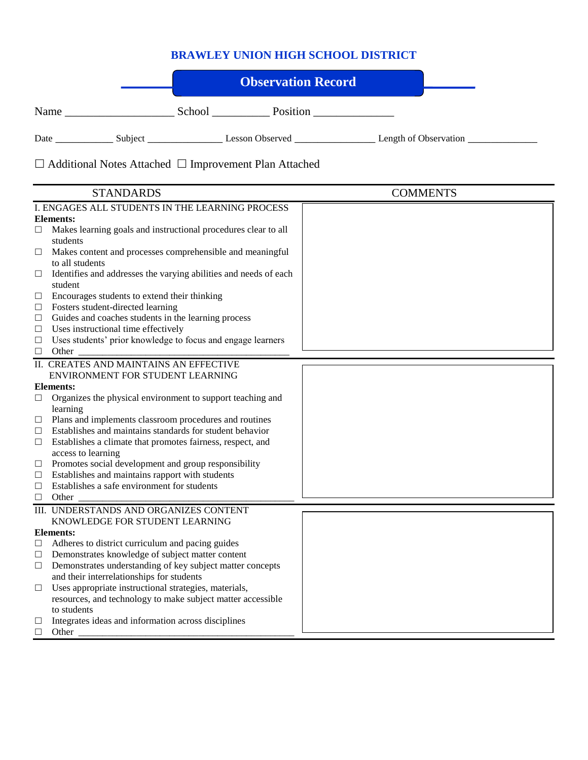# BRAWLEY UNION HIGH SCHOOL DISTRICT

## Observation Record

Name ___________________ School __________ Position ______________

Date ___________ Subject ______________ Lesson Observed _______________ Length of Observation ______________

☐ Additional Notes Attached ☐ Improvement Plan Attached

| STANDARDS | COMMENTS |
|---|---|
| I. ENGAGES ALL STUDENTS IN THE LEARNING PROCESS<br>**Elements:**<br>☐ Makes learning goals and instructional procedures clear to all students<br>☐ Makes content and processes comprehensible and meaningful to all students<br>☐ Identifies and addresses the varying abilities and needs of each student<br>☐ Encourages students to extend their thinking<br>☐ Fosters student-directed learning<br>☐ Guides and coaches students in the learning process<br>☐ Uses instructional time effectively<br>☐ Uses students' prior knowledge to focus and engage learners<br>☐ Other ____________________________________________ | |
| II. CREATES AND MAINTAINS AN EFFECTIVE ENVIRONMENT FOR STUDENT LEARNING<br>**Elements:**<br>☐ Organizes the physical environment to support teaching and learning<br>☐ Plans and implements classroom procedures and routines<br>☐ Establishes and maintains standards for student behavior<br>☐ Establishes a climate that promotes fairness, respect, and access to learning<br>☐ Promotes social development and group responsibility<br>☐ Establishes and maintains rapport with students<br>☐ Establishes a safe environment for students<br>☐ Other ____________________________________________ | |
| III. UNDERSTANDS AND ORGANIZES CONTENT KNOWLEDGE FOR STUDENT LEARNING<br>**Elements:**<br>☐ Adheres to district curriculum and pacing guides<br>☐ Demonstrates knowledge of subject matter content<br>☐ Demonstrates understanding of key subject matter concepts and their interrelationships for students<br>☐ Uses appropriate instructional strategies, materials, resources, and technology to make subject matter accessible to students<br>☐ Integrates ideas and information across disciplines<br>☐ Other ____________________________________________ | |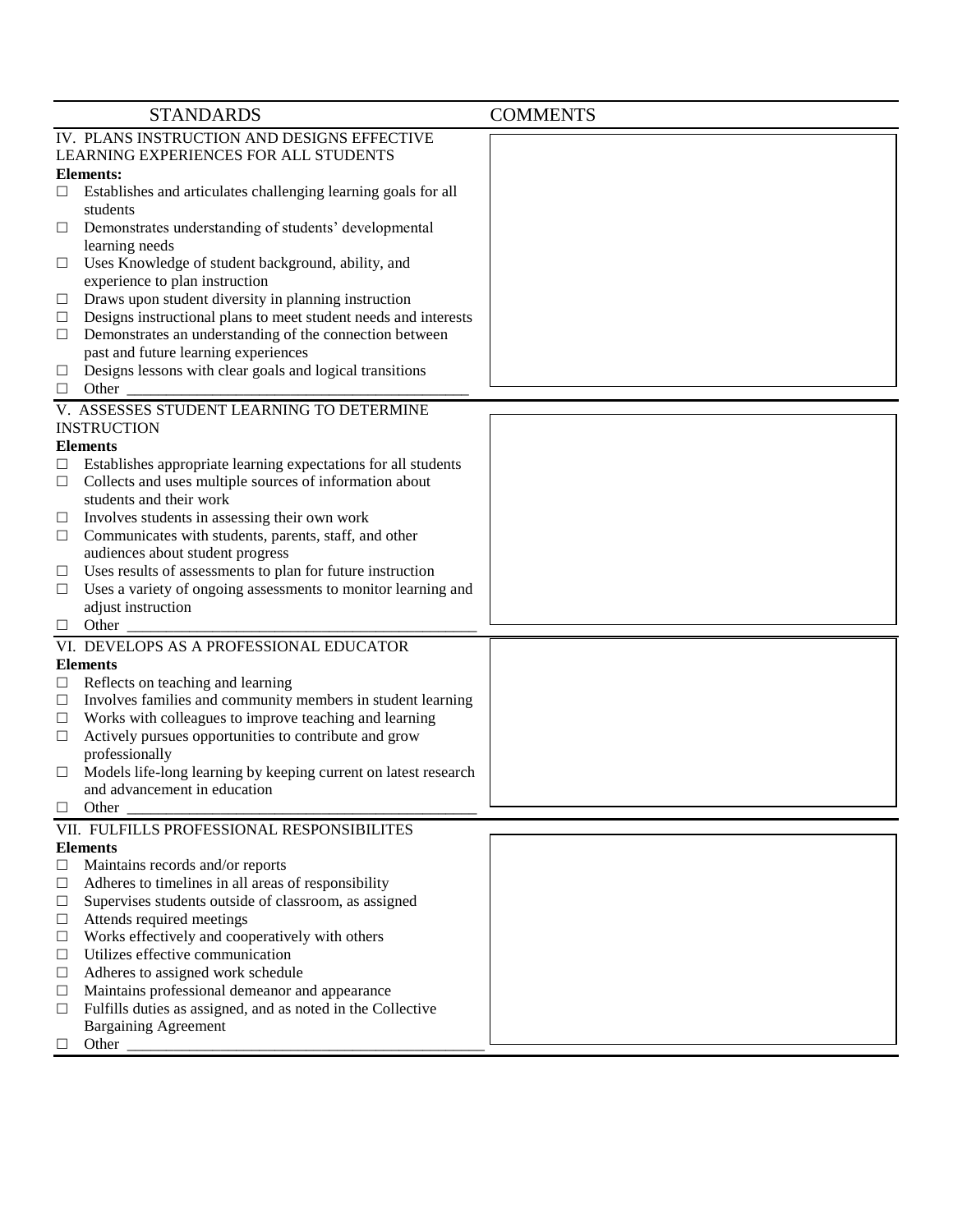| STANDARDS | COMMENTS |
|---|---|
| IV. PLANS INSTRUCTION AND DESIGNS EFFECTIVE LEARNING EXPERIENCES FOR ALL STUDENTS<br>**Elements:**<br>☐ Establishes and articulates challenging learning goals for all students<br>☐ Demonstrates understanding of students' developmental learning needs<br>☐ Uses Knowledge of student background, ability, and experience to plan instruction<br>☐ Draws upon student diversity in planning instruction<br>☐ Designs instructional plans to meet student needs and interests<br>☐ Demonstrates an understanding of the connection between past and future learning experiences<br>☐ Designs lessons with clear goals and logical transitions<br>☐ Other ___________________________________________ | |
| V. ASSESSES STUDENT LEARNING TO DETERMINE INSTRUCTION<br>**Elements**<br>☐ Establishes appropriate learning expectations for all students<br>☐ Collects and uses multiple sources of information about students and their work<br>☐ Involves students in assessing their own work<br>☐ Communicates with students, parents, staff, and other audiences about student progress<br>☐ Uses results of assessments to plan for future instruction<br>☐ Uses a variety of ongoing assessments to monitor learning and adjust instruction<br>☐ Other ___________________________________________ | |
| VI. DEVELOPS AS A PROFESSIONAL EDUCATOR<br>**Elements**<br>☐ Reflects on teaching and learning<br>☐ Involves families and community members in student learning<br>☐ Works with colleagues to improve teaching and learning<br>☐ Actively pursues opportunities to contribute and grow professionally<br>☐ Models life-long learning by keeping current on latest research and advancement in education<br>☐ Other ___________________________________________ | |
| VII. FULFILLS PROFESSIONAL RESPONSIBILITES<br>**Elements**<br>☐ Maintains records and/or reports<br>☐ Adheres to timelines in all areas of responsibility<br>☐ Supervises students outside of classroom, as assigned<br>☐ Attends required meetings<br>☐ Works effectively and cooperatively with others<br>☐ Utilizes effective communication<br>☐ Adheres to assigned work schedule<br>☐ Maintains professional demeanor and appearance<br>☐ Fulfills duties as assigned, and as noted in the Collective Bargaining Agreement<br>☐ Other ___________________________________________ | |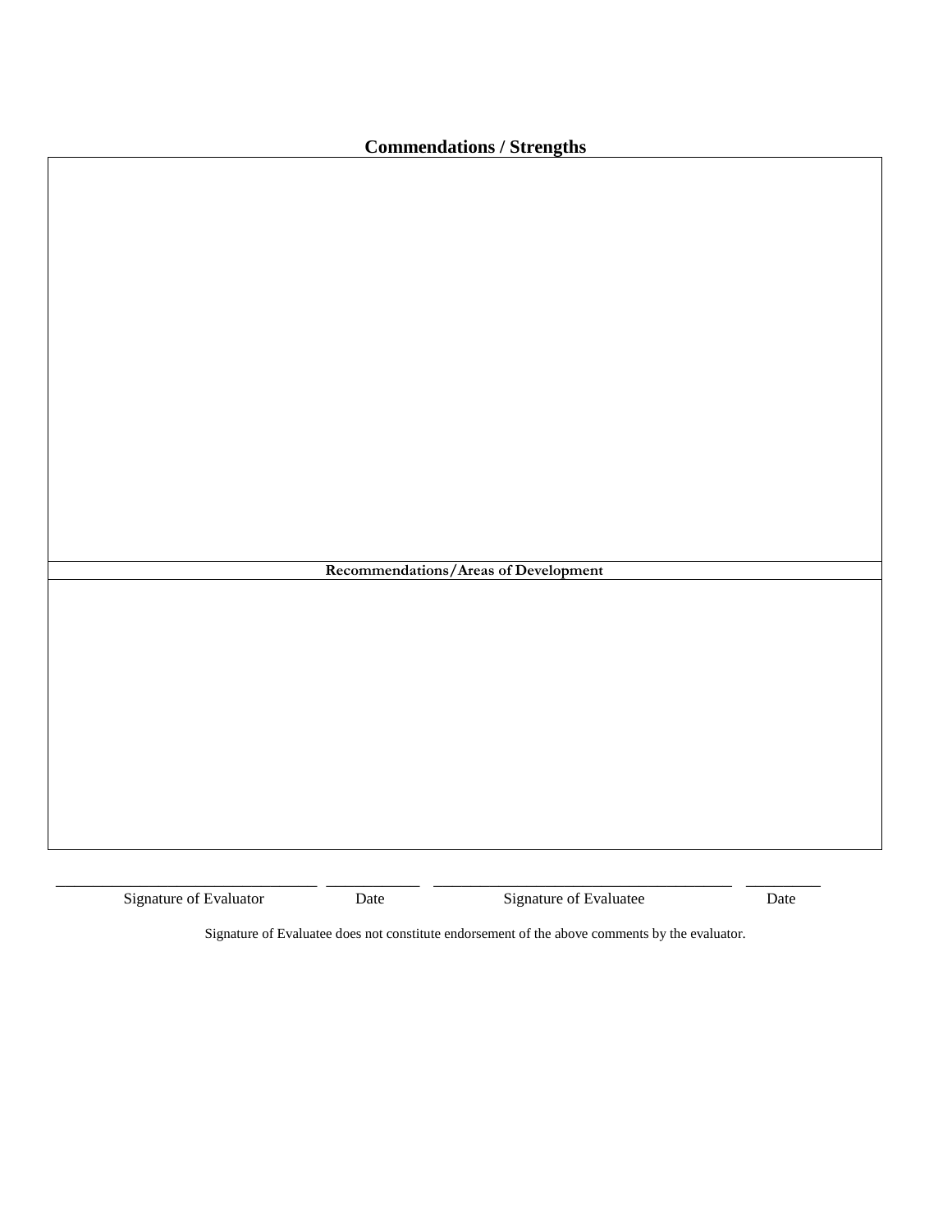**Commendations / Strengths**

| Commendations / Strengths |
| --- |
| |
| **Recommendations/Areas of Development** |
| |

\_\_\_\_\_\_\_\_\_\_\_\_\_\_\_\_\_\_\_\_\_\_\_\_\_\_\_\_\_\_ \_\_\_\_\_\_\_\_\_\_ \_\_\_\_\_\_\_\_\_\_\_\_\_\_\_\_\_\_\_\_\_\_\_\_\_\_\_\_\_\_\_\_\_\_ \_\_\_\_\_\_\_\_\_

Signature of Evaluator    Date    Signature of Evaluatee    Date

Signature of Evaluatee does not constitute endorsement of the above comments by the evaluator.